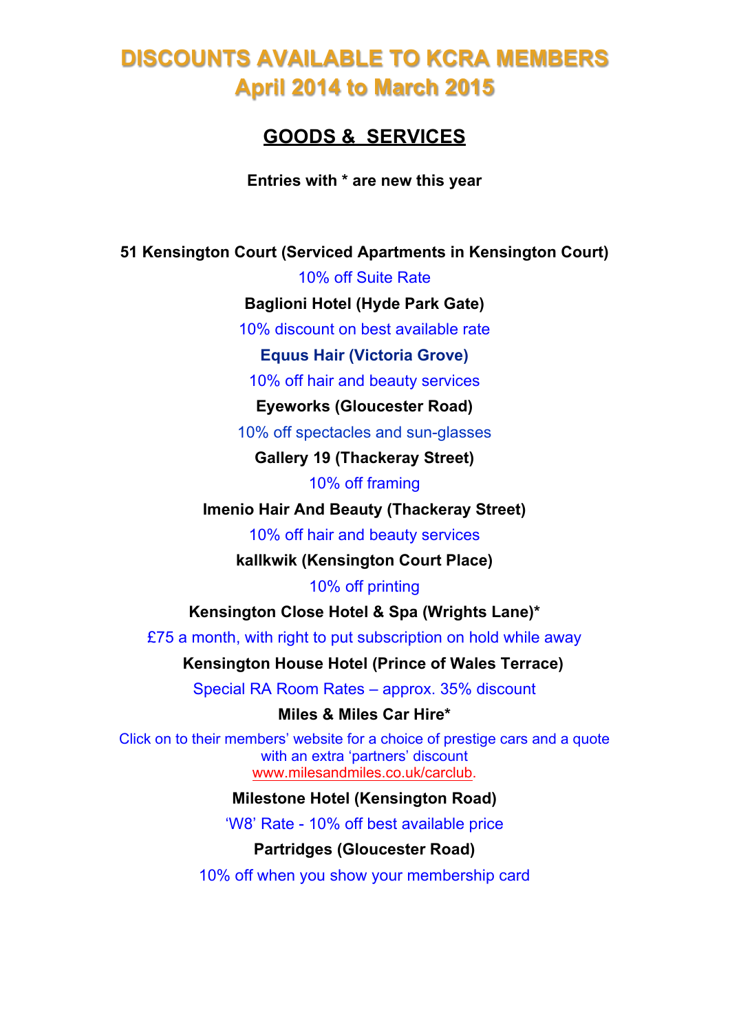# DISCOUNTS AVAILABLE TO KCRA MEMBERS
# April 2014 to March 2015

## GOODS & SERVICES

**Entries with * are new this year**

**51 Kensington Court (Serviced Apartments in Kensington Court)**

10% off Suite Rate

**Baglioni Hotel (Hyde Park Gate)**

10% discount on best available rate

**Equus Hair (Victoria Grove)**

10% off hair and beauty services

**Eyeworks (Gloucester Road)**

10% off spectacles and sun-glasses

**Gallery 19 (Thackeray Street)**

10% off framing

**Imenio Hair And Beauty (Thackeray Street)**

10% off hair and beauty services

**kallkwik (Kensington Court Place)**

10% off printing

**Kensington Close Hotel & Spa (Wrights Lane)***

£75 a month, with right to put subscription on hold while away

**Kensington House Hotel (Prince of Wales Terrace)**

Special RA Room Rates – approx. 35% discount

**Miles & Miles Car Hire***

Click on to their members' website for a choice of prestige cars and a quote with an extra 'partners' discount
www.milesandmiles.co.uk/carclub.

**Milestone Hotel (Kensington Road)**

'W8' Rate - 10% off best available price

**Partridges (Gloucester Road)**

10% off when you show your membership card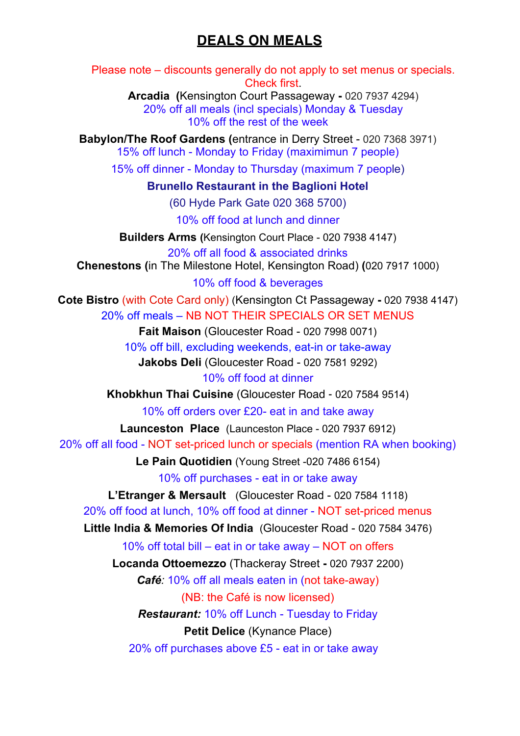# DEALS ON MEALS

Please note – discounts generally do not apply to set menus or specials. Check first.

**Arcadia** (Kensington Court Passageway - 020 7937 4294)
20% off all meals (incl specials) Monday & Tuesday
10% off the rest of the week

**Babylon/The Roof Gardens** (entrance in Derry Street - 020 7368 3971)
15% off lunch - Monday to Friday (maximimun 7 people)
15% off dinner - Monday to Thursday (maximum 7 people)

**Brunello Restaurant in the Baglioni Hotel**
(60 Hyde Park Gate 020 368 5700)
10% off food at lunch and dinner

**Builders Arms** (Kensington Court Place - 020 7938 4147)
20% off all food & associated drinks

**Chenestons** (in The Milestone Hotel, Kensington Road) (020 7917 1000)
10% off food & beverages

**Cote Bistro** (with Cote Card only) (Kensington Ct Passageway - 020 7938 4147)
20% off meals – NB NOT THEIR SPECIALS OR SET MENUS

**Fait Maison** (Gloucester Road - 020 7998 0071)
10% off bill, excluding weekends, eat-in or take-away

**Jakobs Deli** (Gloucester Road - 020 7581 9292)
10% off food at dinner

**Khobkhun Thai Cuisine** (Gloucester Road - 020 7584 9514)
10% off orders over £20- eat in and take away

**Launceston Place** (Launceston Place - 020 7937 6912)
20% off all food - NOT set-priced lunch or specials (mention RA when booking)

**Le Pain Quotidien** (Young Street -020 7486 6154)
10% off purchases - eat in or take away

**L'Etranger & Mersault** (Gloucester Road - 020 7584 1118)
20% off food at lunch, 10% off food at dinner - NOT set-priced menus

**Little India & Memories Of India** (Gloucester Road - 020 7584 3476)
10% off total bill – eat in or take away – NOT on offers

**Locanda Ottoemezzo** (Thackeray Street - 020 7937 2200)
***Café***: 10% off all meals eaten in (not take-away)
(NB: the Café is now licensed)
***Restaurant:*** 10% off Lunch - Tuesday to Friday

**Petit Delice** (Kynance Place)
20% off purchases above £5 - eat in or take away